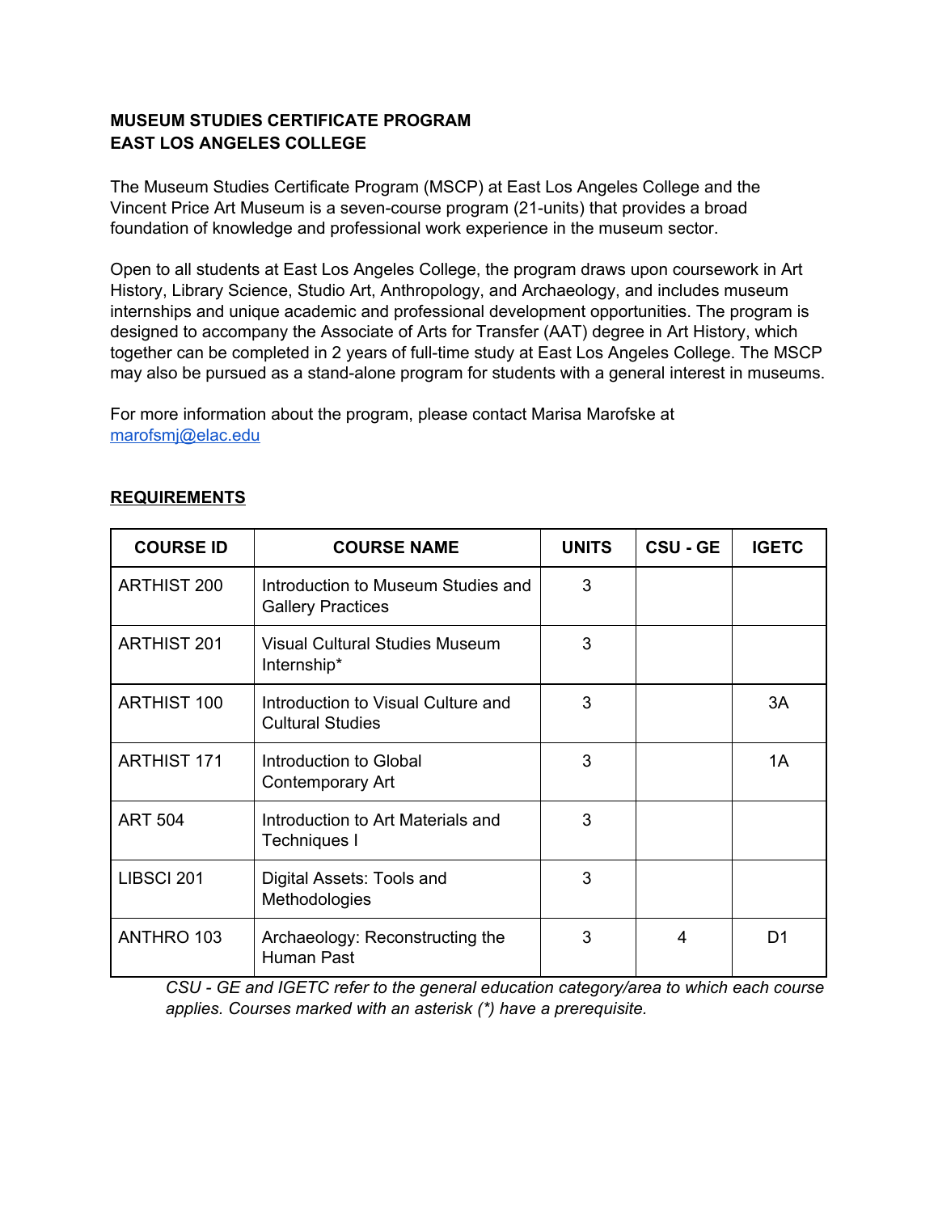# MUSEUM STUDIES CERTIFICATE PROGRAM
# EAST LOS ANGELES COLLEGE

The Museum Studies Certificate Program (MSCP) at East Los Angeles College and the Vincent Price Art Museum is a seven-course program (21-units) that provides a broad foundation of knowledge and professional work experience in the museum sector.

Open to all students at East Los Angeles College, the program draws upon coursework in Art History, Library Science, Studio Art, Anthropology, and Archaeology, and includes museum internships and unique academic and professional development opportunities. The program is designed to accompany the Associate of Arts for Transfer (AAT) degree in Art History, which together can be completed in 2 years of full-time study at East Los Angeles College. The MSCP may also be pursued as a stand-alone program for students with a general interest in museums.

For more information about the program, please contact Marisa Marofske at [marofsmj@elac.edu](mailto:marofsmj@elac.edu)

## REQUIREMENTS

| COURSE ID | COURSE NAME | UNITS | CSU - GE | IGETC |
|---|---|---|---|---|
| ARTHIST 200 | Introduction to Museum Studies and Gallery Practices | 3 | | |
| ARTHIST 201 | Visual Cultural Studies Museum Internship* | 3 | | |
| ARTHIST 100 | Introduction to Visual Culture and Cultural Studies | 3 | | 3A |
| ARTHIST 171 | Introduction to Global Contemporary Art | 3 | | 1A |
| ART 504 | Introduction to Art Materials and Techniques I | 3 | | |
| LIBSCI 201 | Digital Assets: Tools and Methodologies | 3 | | |
| ANTHRO 103 | Archaeology: Reconstructing the Human Past | 3 | 4 | D1 |

*CSU - GE and IGETC refer to the general education category/area to which each course applies. Courses marked with an asterisk (*) have a prerequisite.*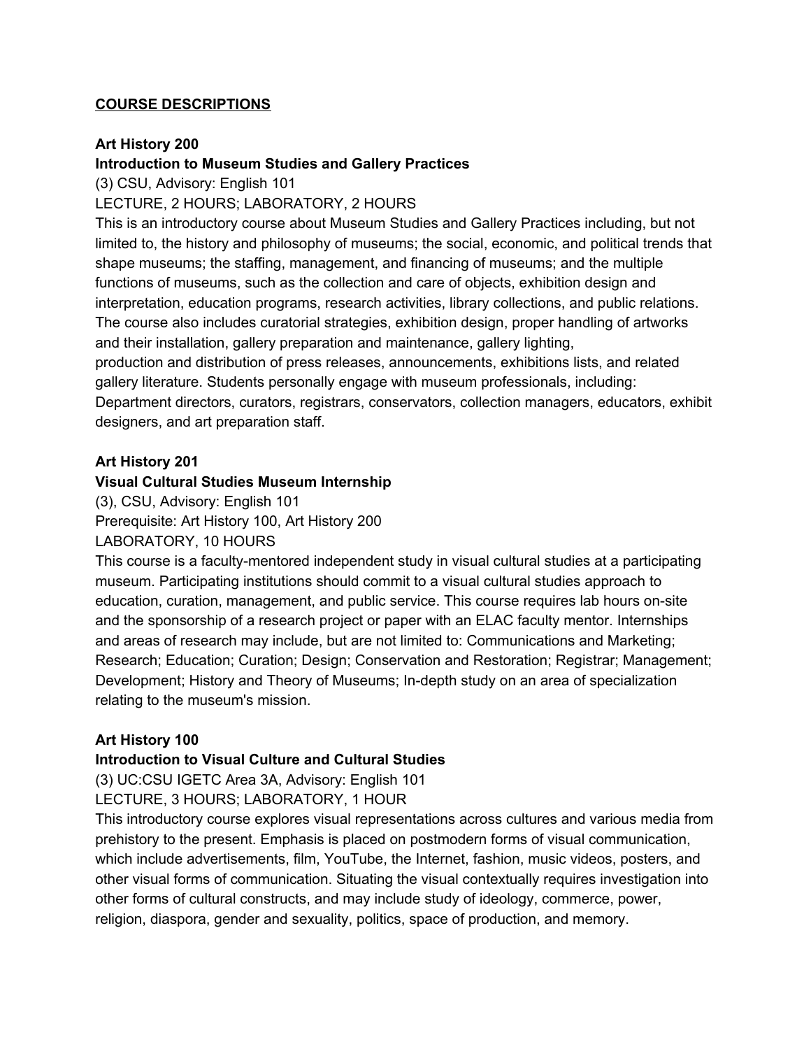## COURSE DESCRIPTIONS

**Art History 200**
**Introduction to Museum Studies and Gallery Practices**
(3) CSU, Advisory: English 101
LECTURE, 2 HOURS; LABORATORY, 2 HOURS
This is an introductory course about Museum Studies and Gallery Practices including, but not limited to, the history and philosophy of museums; the social, economic, and political trends that shape museums; the staffing, management, and financing of museums; and the multiple functions of museums, such as the collection and care of objects, exhibition design and interpretation, education programs, research activities, library collections, and public relations. The course also includes curatorial strategies, exhibition design, proper handling of artworks and their installation, gallery preparation and maintenance, gallery lighting, production and distribution of press releases, announcements, exhibitions lists, and related gallery literature. Students personally engage with museum professionals, including: Department directors, curators, registrars, conservators, collection managers, educators, exhibit designers, and art preparation staff.

**Art History 201**
**Visual Cultural Studies Museum Internship**
(3), CSU, Advisory: English 101
Prerequisite: Art History 100, Art History 200
LABORATORY, 10 HOURS
This course is a faculty-mentored independent study in visual cultural studies at a participating museum. Participating institutions should commit to a visual cultural studies approach to education, curation, management, and public service. This course requires lab hours on-site and the sponsorship of a research project or paper with an ELAC faculty mentor. Internships and areas of research may include, but are not limited to: Communications and Marketing; Research; Education; Curation; Design; Conservation and Restoration; Registrar; Management; Development; History and Theory of Museums; In-depth study on an area of specialization relating to the museum's mission.

**Art History 100**
**Introduction to Visual Culture and Cultural Studies**
(3) UC:CSU IGETC Area 3A, Advisory: English 101
LECTURE, 3 HOURS; LABORATORY, 1 HOUR
This introductory course explores visual representations across cultures and various media from prehistory to the present. Emphasis is placed on postmodern forms of visual communication, which include advertisements, film, YouTube, the Internet, fashion, music videos, posters, and other visual forms of communication. Situating the visual contextually requires investigation into other forms of cultural constructs, and may include study of ideology, commerce, power, religion, diaspora, gender and sexuality, politics, space of production, and memory.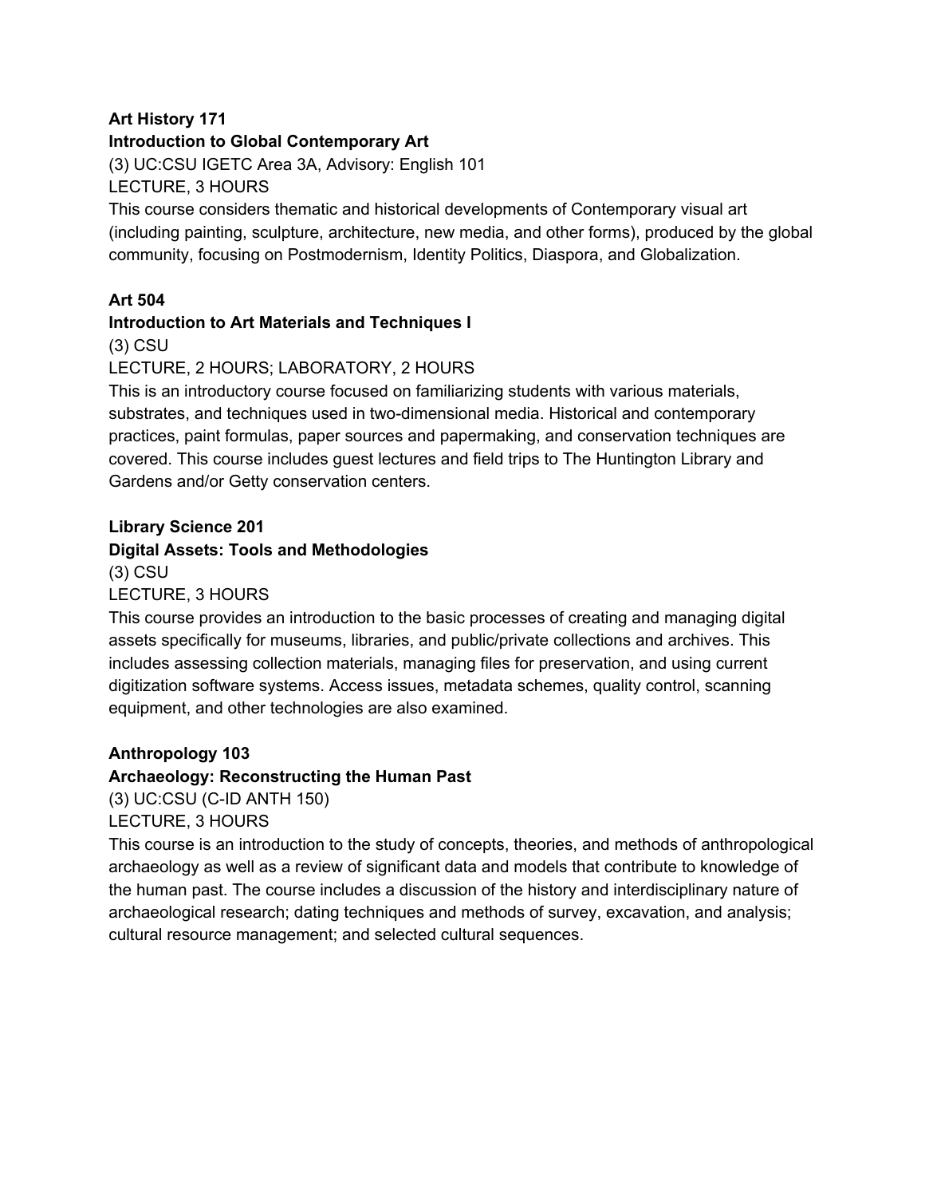**Art History 171**
**Introduction to Global Contemporary Art**
(3) UC:CSU IGETC Area 3A, Advisory: English 101
LECTURE, 3 HOURS
This course considers thematic and historical developments of Contemporary visual art (including painting, sculpture, architecture, new media, and other forms), produced by the global community, focusing on Postmodernism, Identity Politics, Diaspora, and Globalization.

**Art 504**
**Introduction to Art Materials and Techniques I**
(3) CSU
LECTURE, 2 HOURS; LABORATORY, 2 HOURS
This is an introductory course focused on familiarizing students with various materials, substrates, and techniques used in two-dimensional media. Historical and contemporary practices, paint formulas, paper sources and papermaking, and conservation techniques are covered. This course includes guest lectures and field trips to The Huntington Library and Gardens and/or Getty conservation centers.

**Library Science 201**
**Digital Assets: Tools and Methodologies**
(3) CSU
LECTURE, 3 HOURS
This course provides an introduction to the basic processes of creating and managing digital assets specifically for museums, libraries, and public/private collections and archives. This includes assessing collection materials, managing files for preservation, and using current digitization software systems. Access issues, metadata schemes, quality control, scanning equipment, and other technologies are also examined.

**Anthropology 103**
**Archaeology: Reconstructing the Human Past**
(3) UC:CSU (C-ID ANTH 150)
LECTURE, 3 HOURS
This course is an introduction to the study of concepts, theories, and methods of anthropological archaeology as well as a review of significant data and models that contribute to knowledge of the human past. The course includes a discussion of the history and interdisciplinary nature of archaeological research; dating techniques and methods of survey, excavation, and analysis; cultural resource management; and selected cultural sequences.